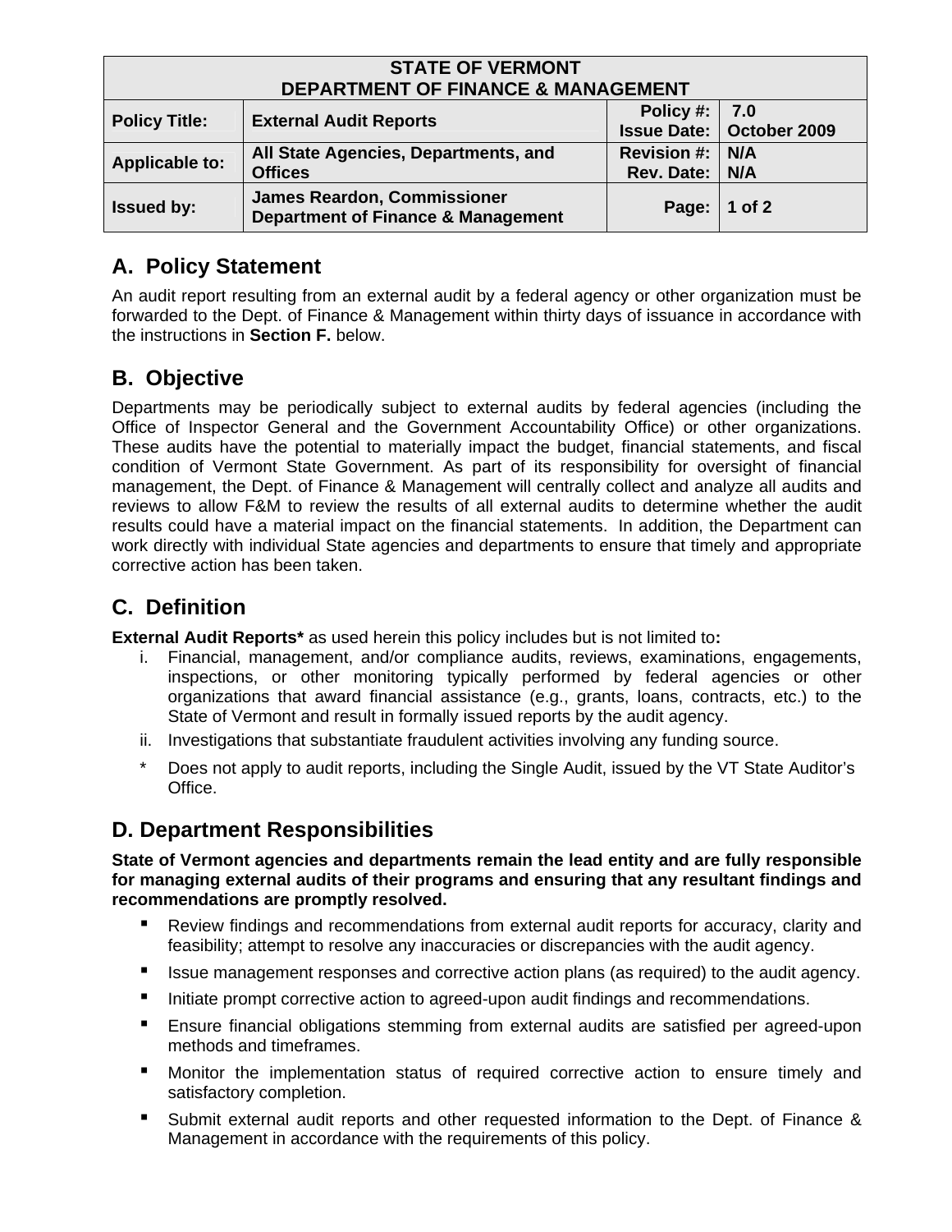| STATE OF VERMONT DEPARTMENT OF FINANCE & MANAGEMENT | | | |
|---|---|---|---|
| **Policy Title:** | **External Audit Reports** | **Policy #:** **Issue Date:** | **7.0** **October 2009** |
| **Applicable to:** | **All State Agencies, Departments, and Offices** | **Revision #:** **Rev. Date:** | **N/A** **N/A** |
| **Issued by:** | **James Reardon, Commissioner Department of Finance & Management** | **Page:** | **1 of 2** |

## A. Policy Statement

An audit report resulting from an external audit by a federal agency or other organization must be forwarded to the Dept. of Finance & Management within thirty days of issuance in accordance with the instructions in **Section F.** below.

## B. Objective

Departments may be periodically subject to external audits by federal agencies (including the Office of Inspector General and the Government Accountability Office) or other organizations. These audits have the potential to materially impact the budget, financial statements, and fiscal condition of Vermont State Government. As part of its responsibility for oversight of financial management, the Dept. of Finance & Management will centrally collect and analyze all audits and reviews to allow F&M to review the results of all external audits to determine whether the audit results could have a material impact on the financial statements. In addition, the Department can work directly with individual State agencies and departments to ensure that timely and appropriate corrective action has been taken.

## C. Definition

**External Audit Reports*** as used herein this policy includes but is not limited to**:**

i. Financial, management, and/or compliance audits, reviews, examinations, engagements, inspections, or other monitoring typically performed by federal agencies or other organizations that award financial assistance (e.g., grants, loans, contracts, etc.) to the State of Vermont and result in formally issued reports by the audit agency.

ii. Investigations that substantiate fraudulent activities involving any funding source.

\* Does not apply to audit reports, including the Single Audit, issued by the VT State Auditor's Office.

## D. Department Responsibilities

**State of Vermont agencies and departments remain the lead entity and are fully responsible for managing external audits of their programs and ensuring that any resultant findings and recommendations are promptly resolved.**

- Review findings and recommendations from external audit reports for accuracy, clarity and feasibility; attempt to resolve any inaccuracies or discrepancies with the audit agency.
- Issue management responses and corrective action plans (as required) to the audit agency.
- Initiate prompt corrective action to agreed-upon audit findings and recommendations.
- Ensure financial obligations stemming from external audits are satisfied per agreed-upon methods and timeframes.
- Monitor the implementation status of required corrective action to ensure timely and satisfactory completion.
- Submit external audit reports and other requested information to the Dept. of Finance & Management in accordance with the requirements of this policy.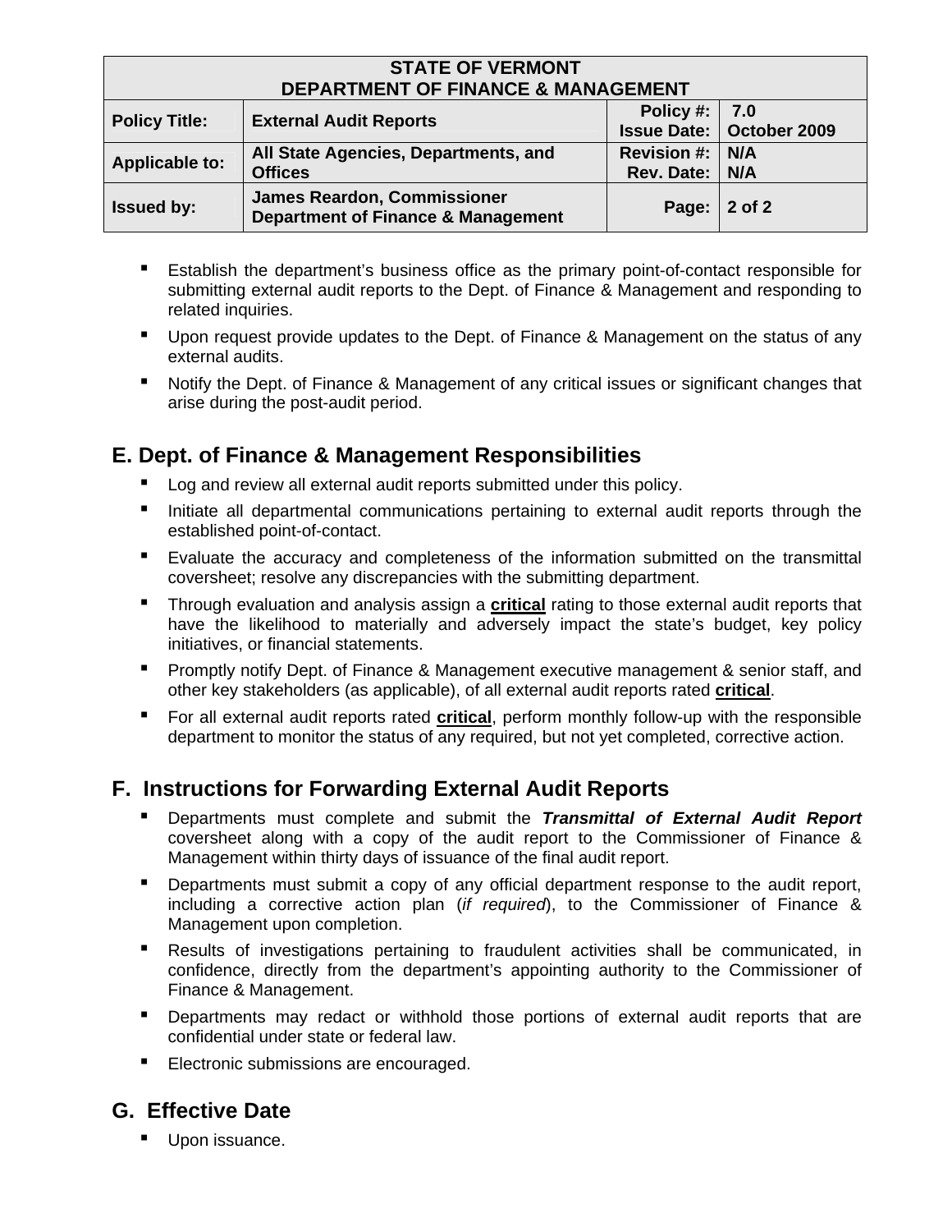- Establish the department's business office as the primary point-of-contact responsible for submitting external audit reports to the Dept. of Finance & Management and responding to related inquiries.
- Upon request provide updates to the Dept. of Finance & Management on the status of any external audits.
- Notify the Dept. of Finance & Management of any critical issues or significant changes that arise during the post-audit period.

## E. Dept. of Finance & Management Responsibilities

- Log and review all external audit reports submitted under this policy.
- Initiate all departmental communications pertaining to external audit reports through the established point-of-contact.
- Evaluate the accuracy and completeness of the information submitted on the transmittal coversheet; resolve any discrepancies with the submitting department.
- Through evaluation and analysis assign a **critical** rating to those external audit reports that have the likelihood to materially and adversely impact the state's budget, key policy initiatives, or financial statements.
- Promptly notify Dept. of Finance & Management executive management & senior staff, and other key stakeholders (as applicable), of all external audit reports rated **critical**.
- For all external audit reports rated **critical**, perform monthly follow-up with the responsible department to monitor the status of any required, but not yet completed, corrective action.

## F. Instructions for Forwarding External Audit Reports

- Departments must complete and submit the ***Transmittal of External Audit Report*** coversheet along with a copy of the audit report to the Commissioner of Finance & Management within thirty days of issuance of the final audit report.
- Departments must submit a copy of any official department response to the audit report, including a corrective action plan (*if required*), to the Commissioner of Finance & Management upon completion.
- Results of investigations pertaining to fraudulent activities shall be communicated, in confidence, directly from the department's appointing authority to the Commissioner of Finance & Management.
- Departments may redact or withhold those portions of external audit reports that are confidential under state or federal law.
- Electronic submissions are encouraged.

## G. Effective Date

- Upon issuance.